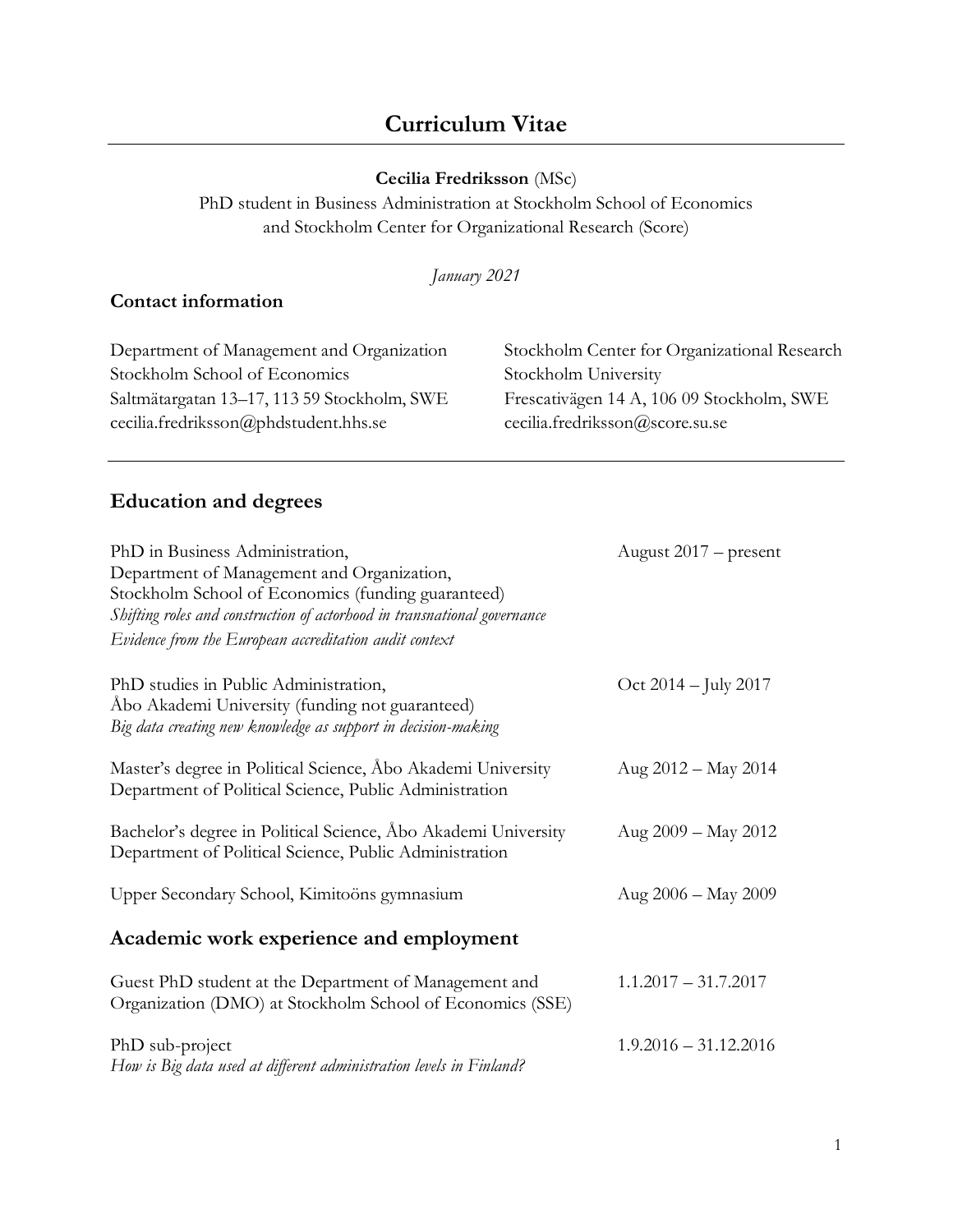# Curriculum Vitae

**Cecilia Fredriksson** (MSc)
PhD student in Business Administration at Stockholm School of Economics
and Stockholm Center for Organizational Research (Score)

*January 2021*

## Contact information

Department of Management and Organization
Stockholm School of Economics
Saltmätargatan 13–17, 113 59 Stockholm, SWE
cecilia.fredriksson@phdstudent.hhs.se

Stockholm Center for Organizational Research
Stockholm University
Frescativägen 14 A, 106 09 Stockholm, SWE
cecilia.fredriksson@score.su.se

## Education and degrees

PhD in Business Administration, Department of Management and Organization, Stockholm School of Economics (funding guaranteed) — August 2017 – present
*Shifting roles and construction of actorhood in transnational governance*
*Evidence from the European accreditation audit context*

PhD studies in Public Administration, Åbo Akademi University (funding not guaranteed) — Oct 2014 – July 2017
*Big data creating new knowledge as support in decision-making*

Master's degree in Political Science, Åbo Akademi University, Department of Political Science, Public Administration — Aug 2012 – May 2014

Bachelor's degree in Political Science, Åbo Akademi University, Department of Political Science, Public Administration — Aug 2009 – May 2012

Upper Secondary School, Kimitoöns gymnasium — Aug 2006 – May 2009

## Academic work experience and employment

Guest PhD student at the Department of Management and Organization (DMO) at Stockholm School of Economics (SSE) — 1.1.2017 – 31.7.2017

PhD sub-project — 1.9.2016 – 31.12.2016
*How is Big data used at different administration levels in Finland?*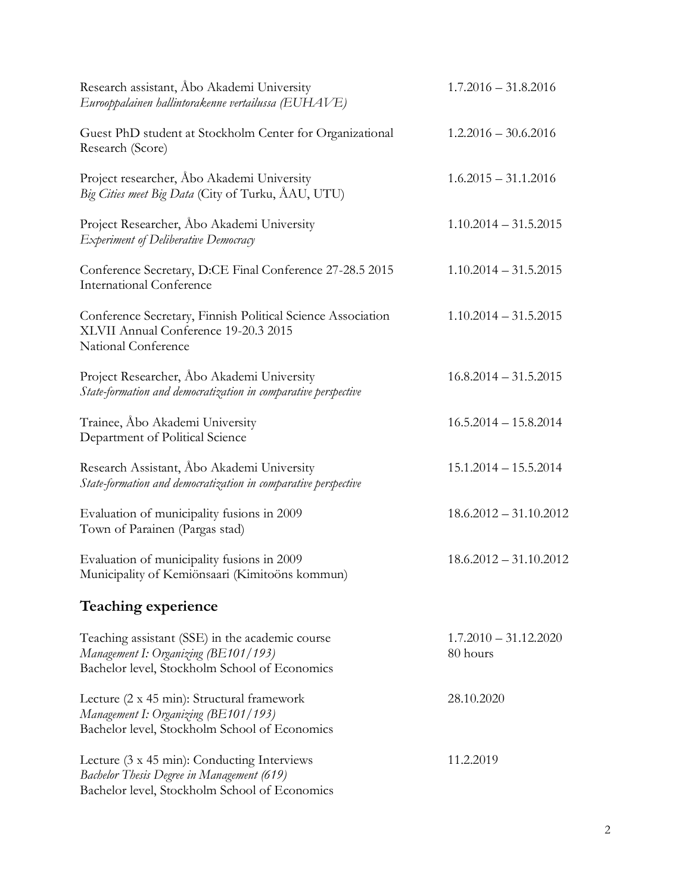Research assistant, Åbo Akademi University — 1.7.2016 – 31.8.2016
*Eurooppalainen hallintorakenne vertailussa (EUHAVE)*

Guest PhD student at Stockholm Center for Organizational Research (Score) — 1.2.2016 – 30.6.2016

Project researcher, Åbo Akademi University — 1.6.2015 – 31.1.2016
*Big Cities meet Big Data* (City of Turku, ÅAU, UTU)

Project Researcher, Åbo Akademi University — 1.10.2014 – 31.5.2015
*Experiment of Deliberative Democracy*

Conference Secretary, D:CE Final Conference 27-28.5 2015 — 1.10.2014 – 31.5.2015
International Conference

Conference Secretary, Finnish Political Science Association XLVII Annual Conference 19-20.3 2015 — 1.10.2014 – 31.5.2015
National Conference

Project Researcher, Åbo Akademi University — 16.8.2014 – 31.5.2015
*State-formation and democratization in comparative perspective*

Trainee, Åbo Akademi University — 16.5.2014 – 15.8.2014
Department of Political Science

Research Assistant, Åbo Akademi University — 15.1.2014 – 15.5.2014
*State-formation and democratization in comparative perspective*

Evaluation of municipality fusions in 2009 — 18.6.2012 – 31.10.2012
Town of Parainen (Pargas stad)

Evaluation of municipality fusions in 2009 — 18.6.2012 – 31.10.2012
Municipality of Kemiönsaari (Kimitoöns kommun)

## Teaching experience

Teaching assistant (SSE) in the academic course — 1.7.2010 – 31.12.2020, 80 hours
*Management I: Organizing (BE101/193)*
Bachelor level, Stockholm School of Economics

Lecture (2 x 45 min): Structural framework — 28.10.2020
*Management I: Organizing (BE101/193)*
Bachelor level, Stockholm School of Economics

Lecture (3 x 45 min): Conducting Interviews — 11.2.2019
*Bachelor Thesis Degree in Management (619)*
Bachelor level, Stockholm School of Economics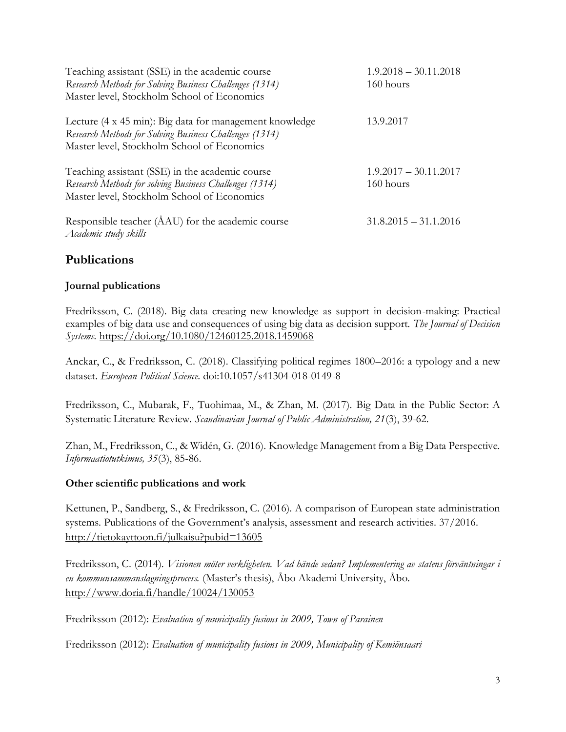Teaching assistant (SSE) in the academic course — 1.9.2018 – 30.11.2018
*Research Methods for Solving Business Challenges (1314)* — 160 hours
Master level, Stockholm School of Economics

Lecture (4 x 45 min): Big data for management knowledge — 13.9.2017
*Research Methods for Solving Business Challenges (1314)*
Master level, Stockholm School of Economics

Teaching assistant (SSE) in the academic course — 1.9.2017 – 30.11.2017
*Research Methods for solving Business Challenges (1314)* — 160 hours
Master level, Stockholm School of Economics

Responsible teacher (ÅAU) for the academic course — 31.8.2015 – 31.1.2016
*Academic study skills*

## Publications

### Journal publications

Fredriksson, C. (2018). Big data creating new knowledge as support in decision-making: Practical examples of big data use and consequences of using big data as decision support. *The Journal of Decision Systems*. https://doi.org/10.1080/12460125.2018.1459068

Anckar, C., & Fredriksson, C. (2018). Classifying political regimes 1800–2016: a typology and a new dataset. *European Political Science*. doi:10.1057/s41304-018-0149-8

Fredriksson, C., Mubarak, F., Tuohimaa, M., & Zhan, M. (2017). Big Data in the Public Sector: A Systematic Literature Review. *Scandinavian Journal of Public Administration, 21*(3), 39-62.

Zhan, M., Fredriksson, C., & Widén, G. (2016). Knowledge Management from a Big Data Perspective. *Informaatiotutkimus, 35*(3), 85-86.

### Other scientific publications and work

Kettunen, P., Sandberg, S., & Fredriksson, C. (2016). A comparison of European state administration systems. Publications of the Government's analysis, assessment and research activities. 37/2016. http://tietokayttoon.fi/julkaisu?pubid=13605

Fredriksson, C. (2014). *Visionen möter verkligheten. Vad hände sedan? Implementering av statens förväntningar i en kommunsammanslagningsprocess.* (Master's thesis), Åbo Akademi University, Åbo. http://www.doria.fi/handle/10024/130053

Fredriksson (2012): *Evaluation of municipality fusions in 2009, Town of Parainen*

Fredriksson (2012): *Evaluation of municipality fusions in 2009, Municipality of Kemiönsaari*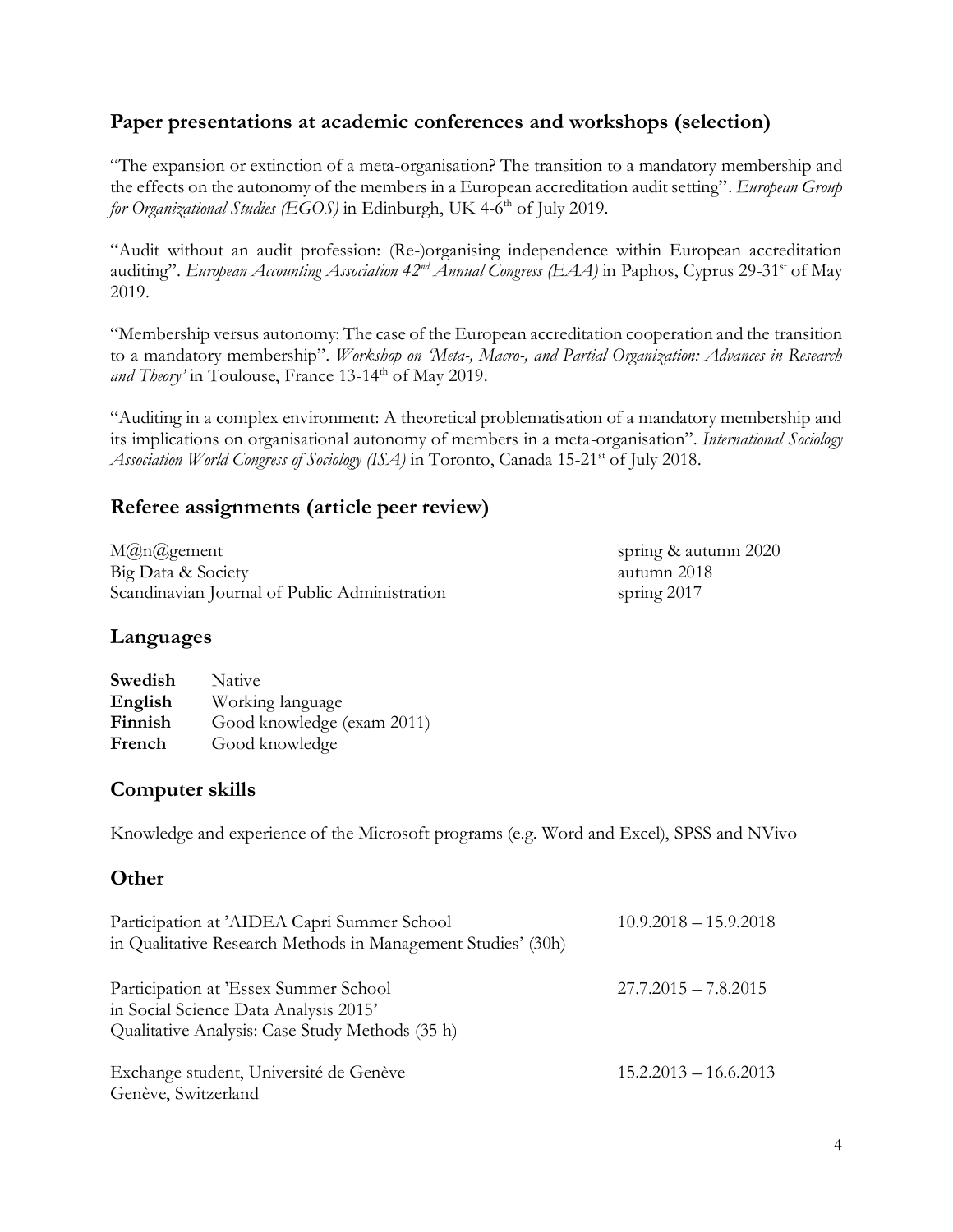## Paper presentations at academic conferences and workshops (selection)

"The expansion or extinction of a meta-organisation? The transition to a mandatory membership and the effects on the autonomy of the members in a European accreditation audit setting". *European Group for Organizational Studies (EGOS)* in Edinburgh, UK 4-6th of July 2019.

"Audit without an audit profession: (Re-)organising independence within European accreditation auditing". *European Accounting Association 42nd Annual Congress (EAA)* in Paphos, Cyprus 29-31st of May 2019.

"Membership versus autonomy: The case of the European accreditation cooperation and the transition to a mandatory membership". *Workshop on 'Meta-, Macro-, and Partial Organization: Advances in Research and Theory'* in Toulouse, France 13-14th of May 2019.

"Auditing in a complex environment: A theoretical problematisation of a mandatory membership and its implications on organisational autonomy of members in a meta-organisation". *International Sociology Association World Congress of Sociology (ISA)* in Toronto, Canada 15-21st of July 2018.

## Referee assignments (article peer review)

| | |
|---|---|
| M@n@gement | spring & autumn 2020 |
| Big Data & Society | autumn 2018 |
| Scandinavian Journal of Public Administration | spring 2017 |

## Languages

| | |
|---|---|
| **Swedish** | Native |
| **English** | Working language |
| **Finnish** | Good knowledge (exam 2011) |
| **French** | Good knowledge |

## Computer skills

Knowledge and experience of the Microsoft programs (e.g. Word and Excel), SPSS and NVivo

## Other

| | |
|---|---|
| Participation at 'AIDEA Capri Summer School in Qualitative Research Methods in Management Studies' (30h) | 10.9.2018 – 15.9.2018 |
| Participation at 'Essex Summer School in Social Science Data Analysis 2015' Qualitative Analysis: Case Study Methods (35 h) | 27.7.2015 – 7.8.2015 |
| Exchange student, Université de Genève Genève, Switzerland | 15.2.2013 – 16.6.2013 |